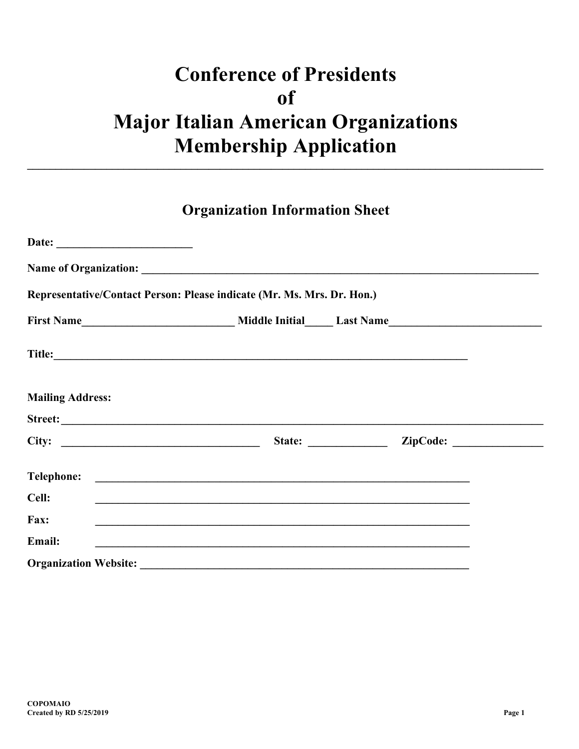# Conference of Presidents of Major Italian American Organizations Membership Application

---

## Organization Information Sheet

**Date:** ________________________

**Name of Organization:** ___________________________________________________________________________

**Representative/Contact Person: Please indicate (Mr. Ms. Mrs. Dr. Hon.)**

**First Name**___________________________ **Middle Initial**_____ **Last Name**___________________________

**Title:**___________________________________________________________________________

**Mailing Address:**

**Street:** ______________________________________________________________________________________

**City:** ___________________________________ **State:** _____________ **ZipCode:** _______________

**Telephone:** _____________________________________________________________________

**Cell:** _____________________________________________________________________

**Fax:** _____________________________________________________________________

**Email:** _____________________________________________________________________

**Organization Website:** ____________________________________________________________

COPOMAIO
Created by RD 5/25/2019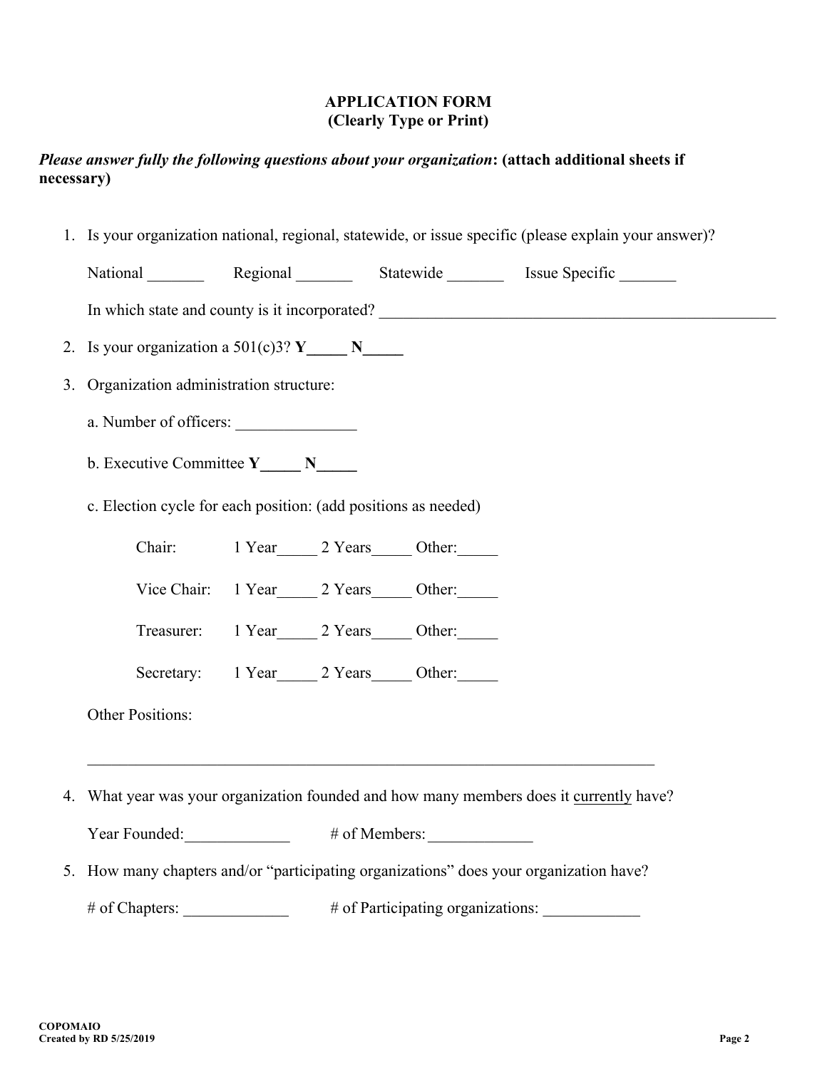**APPLICATION FORM**
**(Clearly Type or Print)**

***Please answer fully the following questions about your organization*: (attach additional sheets if necessary)**

1. Is your organization national, regional, statewide, or issue specific (please explain your answer)?

   National _______ Regional _______ Statewide _______ Issue Specific _______

   In which state and county is it incorporated? ___________________________________________________

2. Is your organization a 501(c)3? **Y_____ N_____**

3. Organization administration structure:

   a. Number of officers: _______________

   b. Executive Committee **Y_____ N_____**

   c. Election cycle for each position: (add positions as needed)

   Chair: 1 Year_____ 2 Years_____ Other:_____

   Vice Chair: 1 Year_____ 2 Years_____ Other:_____

   Treasurer: 1 Year_____ 2 Years_____ Other:_____

   Secretary: 1 Year_____ 2 Years_____ Other:_____

   Other Positions:

   ________________________________________________________________________

4. What year was your organization founded and how many members does it currently have?

   Year Founded:_____________ # of Members:_____________

5. How many chapters and/or "participating organizations" does your organization have?

   # of Chapters: _____________ # of Participating organizations: ____________

COPOMAIO
Created by RD 5/25/2019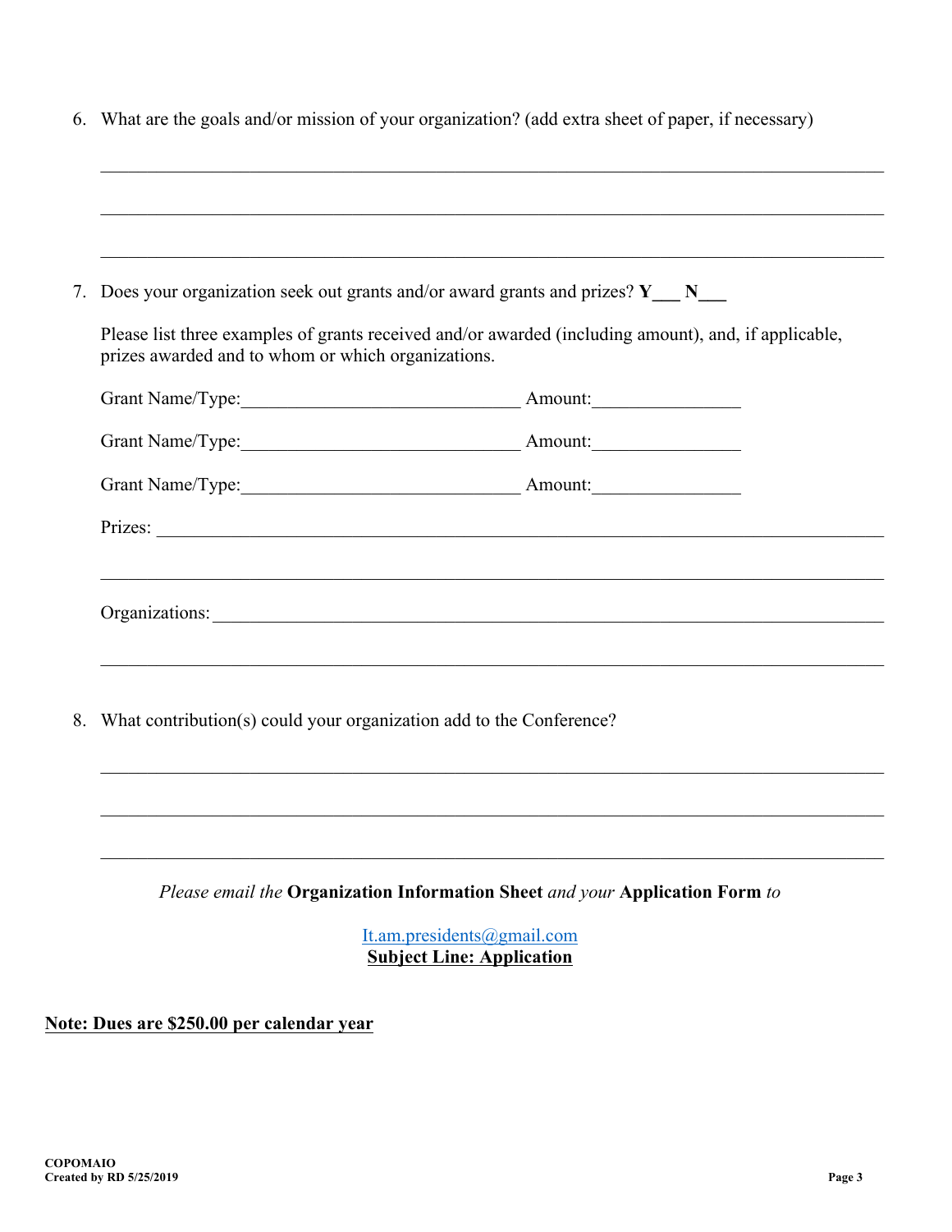6. What are the goals and/or mission of your organization? (add extra sheet of paper, if necessary)

_______________________________________________________________________________

_______________________________________________________________________________

_______________________________________________________________________________

7. Does your organization seek out grants and/or award grants and prizes? **Y___ N___**

   Please list three examples of grants received and/or awarded (including amount), and, if applicable, prizes awarded and to whom or which organizations.

   Grant Name/Type:______________________________ Amount:_______________

   Grant Name/Type:______________________________ Amount:_______________

   Grant Name/Type:______________________________ Amount:_______________

   Prizes: ________________________________________________________________________

   _______________________________________________________________________________

   Organizations: _________________________________________________________________

   _______________________________________________________________________________

8. What contribution(s) could your organization add to the Conference?

_______________________________________________________________________________

_______________________________________________________________________________

_______________________________________________________________________________

*Please email the* **Organization Information Sheet** *and your* **Application Form** *to*

It.am.presidents@gmail.com
**Subject Line: Application**

**Note: Dues are $250.00 per calendar year**

**COPOMAIO**
**Created by RD 5/25/2019**